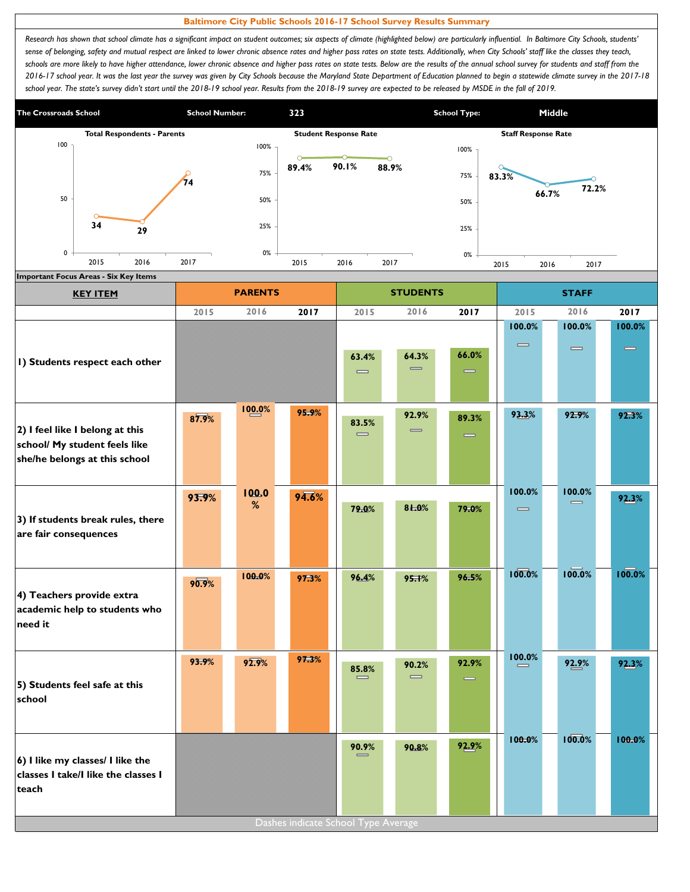# Baltimore City Public Schools 2016-17 School Survey Results Summary

*Research has shown that school climate has a significant impact on student outcomes; six aspects of climate (highlighted below) are particularly influential. In Baltimore City Schools, students' sense of belonging, safety and mutual respect are linked to lower chronic absence rates and higher pass rates on state tests. Additionally, when City Schools' staff like the classes they teach, schools are more likely to have higher attendance, lower chronic absence and higher pass rates on state tests. Below are the results of the annual school survey for students and staff from the 2016-17 school year. It was the last year the survey was given by City Schools because the Maryland State Department of Education planned to begin a statewide climate survey in the 2017-18 school year. The state's survey didn't start until the 2018-19 school year. Results from the 2018-19 survey are expected to be released by MSDE in the fall of 2019.*

| The Crossroads School | School Number: | 323 | School Type: | Middle |
|---|---|---|---|---|

| | 2015 | 2016 | 2017 |
|---|---|---|---|
| Total Respondents - Parents | 34 | 29 | 74 |
| Student Response Rate | 89.4% | 90.1% | 88.9% |
| Staff Response Rate | 83.3% | 66.7% | 72.2% |

**Important Focus Areas - Six Key Items**

| KEY ITEM | PARENTS | | | STUDENTS | | | STAFF | | |
|---|---|---|---|---|---|---|---|---|---|
| | 2015 | 2016 | 2017 | 2015 | 2016 | 2017 | 2015 | 2016 | 2017 |
| 1) Students respect each other | | | | 63.4% | 64.3% | 66.0% | 100.0% | 100.0% | 100.0% |
| 2) I feel like I belong at this school/ My student feels like she/he belongs at this school | 87.9% | 100.0% | 95.9% | 83.5% | 92.9% | 89.3% | 93.3% | 92.9% | 92.3% |
| 3) If students break rules, there are fair consequences | 93.9% | 100.0% | 94.6% | 79.0% | 81.0% | 79.0% | 100.0% | 100.0% | 92.3% |
| 4) Teachers provide extra academic help to students who need it | 90.9% | 100.0% | 97.3% | 96.4% | 95.1% | 96.5% | 100.0% | 100.0% | 100.0% |
| 5) Students feel safe at this school | 93.9% | 92.9% | 97.3% | 85.8% | 90.2% | 92.9% | 100.0% | 92.9% | 92.3% |
| 6) I like my classes/ I like the classes I take/I like the classes I teach | | | | 90.9% | 90.8% | 92.9% | 100.0% | 100.0% | 100.0% |

Dashes indicate School Type Average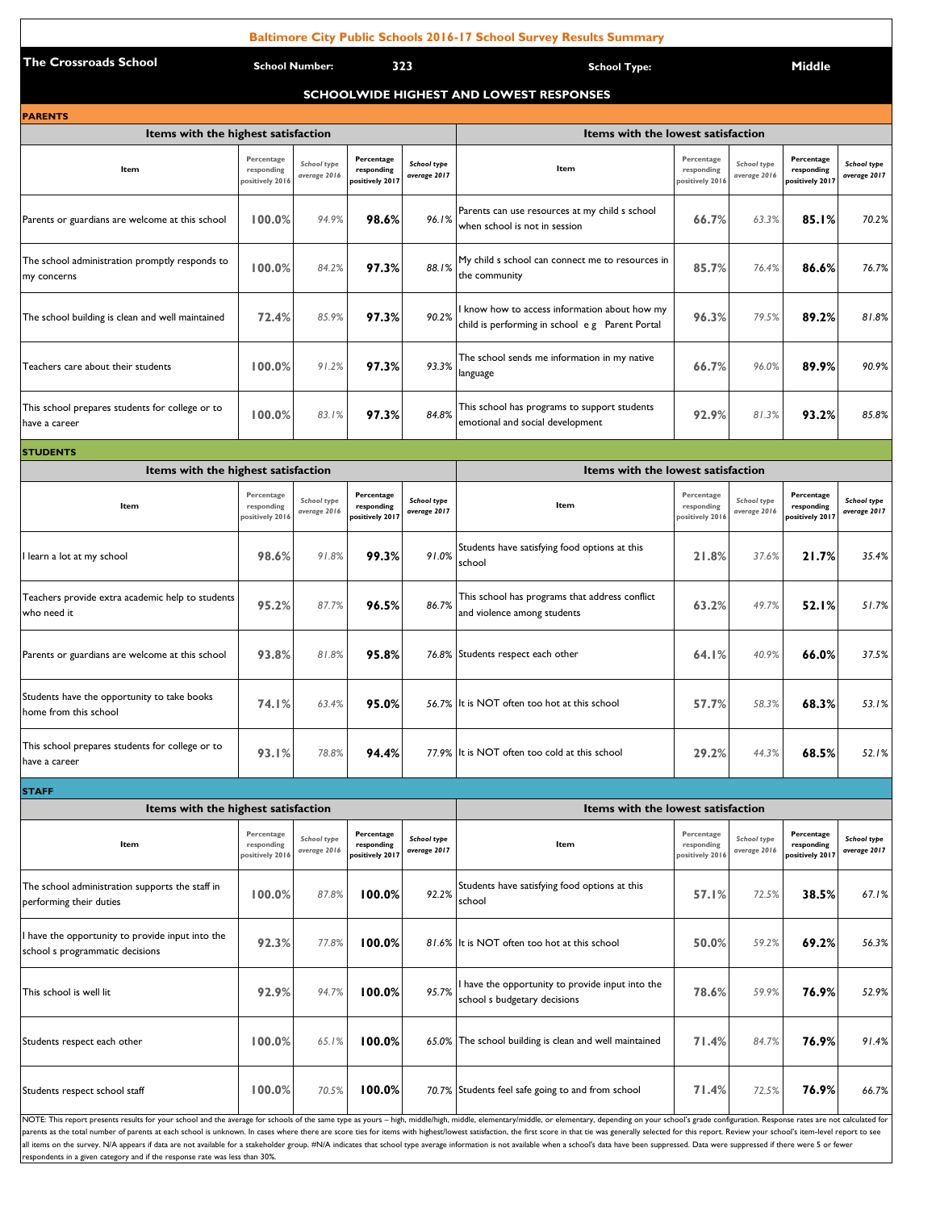# Baltimore City Public Schools 2016-17 School Survey Results Summary

**The Crossroads School** | **School Number:** 323 | **School Type:** Middle

## SCHOOLWIDE HIGHEST AND LOWEST RESPONSES

### PARENTS

| Items with the highest satisfaction | | | | | Items with the lowest satisfaction | | | | |
|---|---|---|---|---|---|---|---|---|---|
| Item | Percentage responding positively 2016 | *School type average 2016* | Percentage responding positively 2017 | *School type average 2017* | Item | Percentage responding positively 2016 | *School type average 2016* | Percentage responding positively 2017 | *School type average 2017* |
| Parents or guardians are welcome at this school | **100.0%** | *94.9%* | **98.6%** | *96.1%* | Parents can use resources at my child s school when school is not in session | **66.7%** | *63.3%* | **85.1%** | *70.2%* |
| The school administration promptly responds to my concerns | **100.0%** | *84.2%* | **97.3%** | *88.1%* | My child s school can connect me to resources in the community | **85.7%** | *76.4%* | **86.6%** | *76.7%* |
| The school building is clean and well maintained | **72.4%** | *85.9%* | **97.3%** | *90.2%* | I know how to access information about how my child is performing in school e g Parent Portal | **96.3%** | *79.5%* | **89.2%** | *81.8%* |
| Teachers care about their students | **100.0%** | *91.2%* | **97.3%** | *93.3%* | The school sends me information in my native language | **66.7%** | *96.0%* | **89.9%** | *90.9%* |
| This school prepares students for college or to have a career | **100.0%** | *83.1%* | **97.3%** | *84.8%* | This school has programs to support students emotional and social development | **92.9%** | *81.3%* | **93.2%** | *85.8%* |

### STUDENTS

| Items with the highest satisfaction | | | | | Items with the lowest satisfaction | | | | |
|---|---|---|---|---|---|---|---|---|---|
| Item | Percentage responding positively 2016 | *School type average 2016* | Percentage responding positively 2017 | *School type average 2017* | Item | Percentage responding positively 2016 | *School type average 2016* | Percentage responding positively 2017 | *School type average 2017* |
| I learn a lot at my school | **98.6%** | *91.8%* | **99.3%** | *91.0%* | Students have satisfying food options at this school | **21.8%** | *37.6%* | **21.7%** | *35.4%* |
| Teachers provide extra academic help to students who need it | **95.2%** | *87.7%* | **96.5%** | *86.7%* | This school has programs that address conflict and violence among students | **63.2%** | *49.7%* | **52.1%** | *51.7%* |
| Parents or guardians are welcome at this school | **93.8%** | *81.8%* | **95.8%** | *76.8%* | Students respect each other | **64.1%** | *40.9%* | **66.0%** | *37.5%* |
| Students have the opportunity to take books home from this school | **74.1%** | *63.4%* | **95.0%** | *56.7%* | It is NOT often too hot at this school | **57.7%** | *58.3%* | **68.3%** | *53.1%* |
| This school prepares students for college or to have a career | **93.1%** | *78.8%* | **94.4%** | *77.9%* | It is NOT often too cold at this school | **29.2%** | *44.3%* | **68.5%** | *52.1%* |

### STAFF

| Items with the highest satisfaction | | | | | Items with the lowest satisfaction | | | | |
|---|---|---|---|---|---|---|---|---|---|
| Item | Percentage responding positively 2016 | *School type average 2016* | Percentage responding positively 2017 | *School type average 2017* | Item | Percentage responding positively 2016 | *School type average 2016* | Percentage responding positively 2017 | *School type average 2017* |
| The school administration supports the staff in performing their duties | **100.0%** | *87.8%* | **100.0%** | *92.2%* | Students have satisfying food options at this school | **57.1%** | *72.5%* | **38.5%** | *67.1%* |
| I have the opportunity to provide input into the school s programmatic decisions | **92.3%** | *77.8%* | **100.0%** | *81.6%* | It is NOT often too hot at this school | **50.0%** | *59.2%* | **69.2%** | *56.3%* |
| This school is well lit | **92.9%** | *94.7%* | **100.0%** | *95.7%* | I have the opportunity to provide input into the school s budgetary decisions | **78.6%** | *59.9%* | **76.9%** | *52.9%* |
| Students respect each other | **100.0%** | *65.1%* | **100.0%** | *65.0%* | The school building is clean and well maintained | **71.4%** | *84.7%* | **76.9%** | *91.4%* |
| Students respect school staff | **100.0%** | *70.5%* | **100.0%** | *70.7%* | Students feel safe going to and from school | **71.4%** | *72.5%* | **76.9%** | *66.7%* |

NOTE: This report presents results for your school and the average for schools of the same type as yours – high, middle/high, middle, elementary/middle, or elementary, depending on your school's grade configuration. Response rates are not calculated for parents as the total number of parents at each school is unknown. In cases where there are score ties for items with highest/lowest satisfaction, the first score in that tie was generally selected for this report. Review your school's item-level report to see all items on the survey. N/A appears if data are not available for a stakeholder group. #N/A indicates that school type average information is not available when a school's data have been suppressed. Data were suppressed if there were 5 or fewer respondents in a given category and if the response rate was less than 30%.